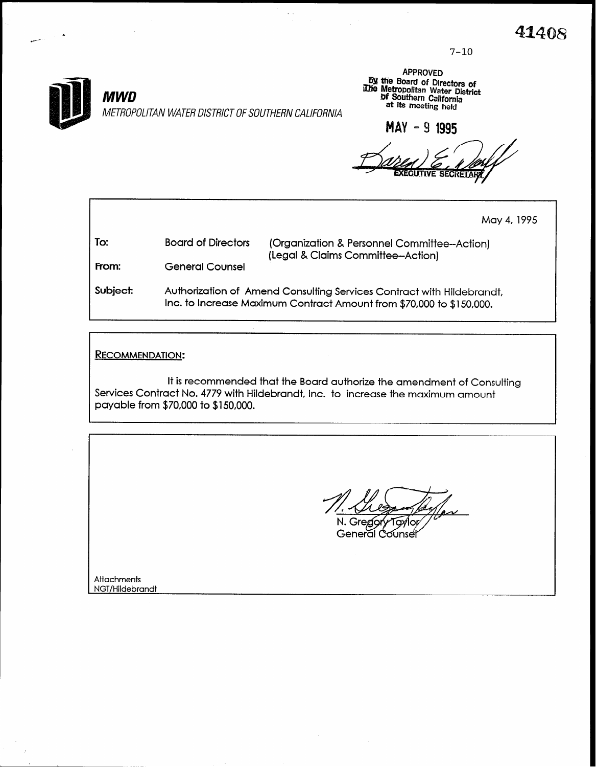41408

7-10

**MWD**

*METROPOLITAN WATER DISTRICT OF SOUTHERN CALIFORNIA*

APPROVED
By the Board of Directors of
The Metropolitan Water District
of Southern California
at its meeting held

MAY - 9 1995

EXECUTIVE SECRETARY

May 4, 1995

**To:** Board of Directors (Organization & Personnel Committee--Action) (Legal & Claims Committee--Action)

**From:** General Counsel

**Subject:** Authorization of Amend Consulting Services Contract with Hildebrandt, Inc. to Increase Maximum Contract Amount from $70,000 to $150,000.

RECOMMENDATION:

It is recommended that the Board authorize the amendment of Consulting Services Contract No. 4779 with Hildebrandt, Inc. to increase the maximum amount payable from $70,000 to $150,000.

N. Gregory Taylor
General Counsel

Attachments
NGT/Hildebrandt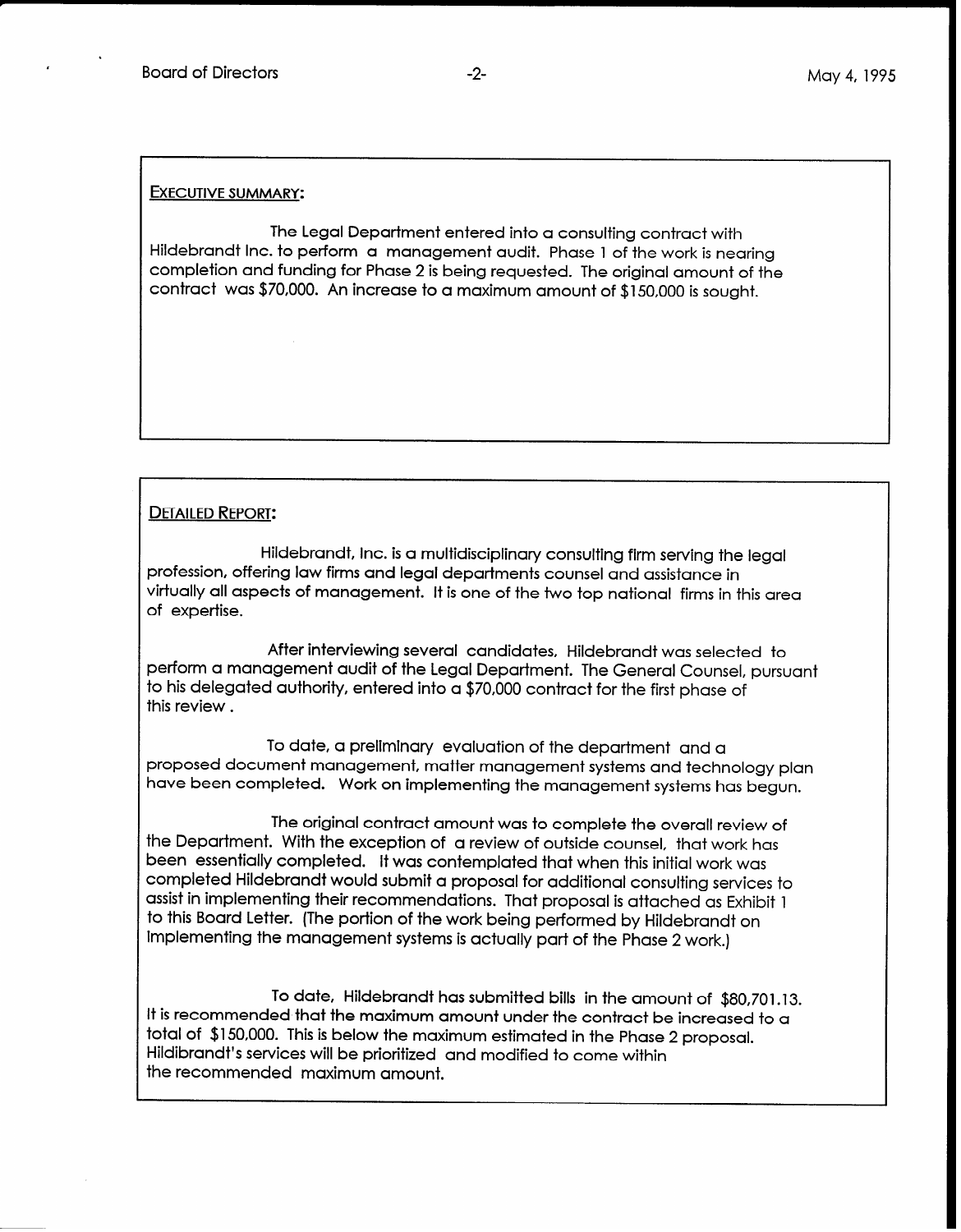## Executive summary:

The Legal Department entered into a consulting contract with Hildebrandt Inc. to perform a management audit. Phase 1 of the work is nearing completion and funding for Phase 2 is being requested. The original amount of the contract was $70,000. An increase to a maximum amount of $150,000 is sought.

## Detailed Report:

Hildebrandt, Inc. is a multidisciplinary consulting firm serving the legal profession, offering law firms and legal departments counsel and assistance in virtually all aspects of management. It is one of the two top national firms in this area of expertise.

After interviewing several candidates, Hildebrandt was selected to perform a management audit of the Legal Department. The General Counsel, pursuant to his delegated authority, entered into a $70,000 contract for the first phase of this review .

To date, a preliminary evaluation of the department and a proposed document management, matter management systems and technology plan have been completed. Work on implementing the management systems has begun.

The original contract amount was to complete the overall review of the Department. With the exception of a review of outside counsel, that work has been essentially completed. It was contemplated that when this initial work was completed Hildebrandt would submit a proposal for additional consulting services to assist in implementing their recommendations. That proposal is attached as Exhibit 1 to this Board Letter. (The portion of the work being performed by Hildebrandt on implementing the management systems is actually part of the Phase 2 work.)

To date, Hildebrandt has submitted bills in the amount of $80,701.13. It is recommended that the maximum amount under the contract be increased to a total of $150,000. This is below the maximum estimated in the Phase 2 proposal. Hildibrandt's services will be prioritized and modified to come within the recommended maximum amount.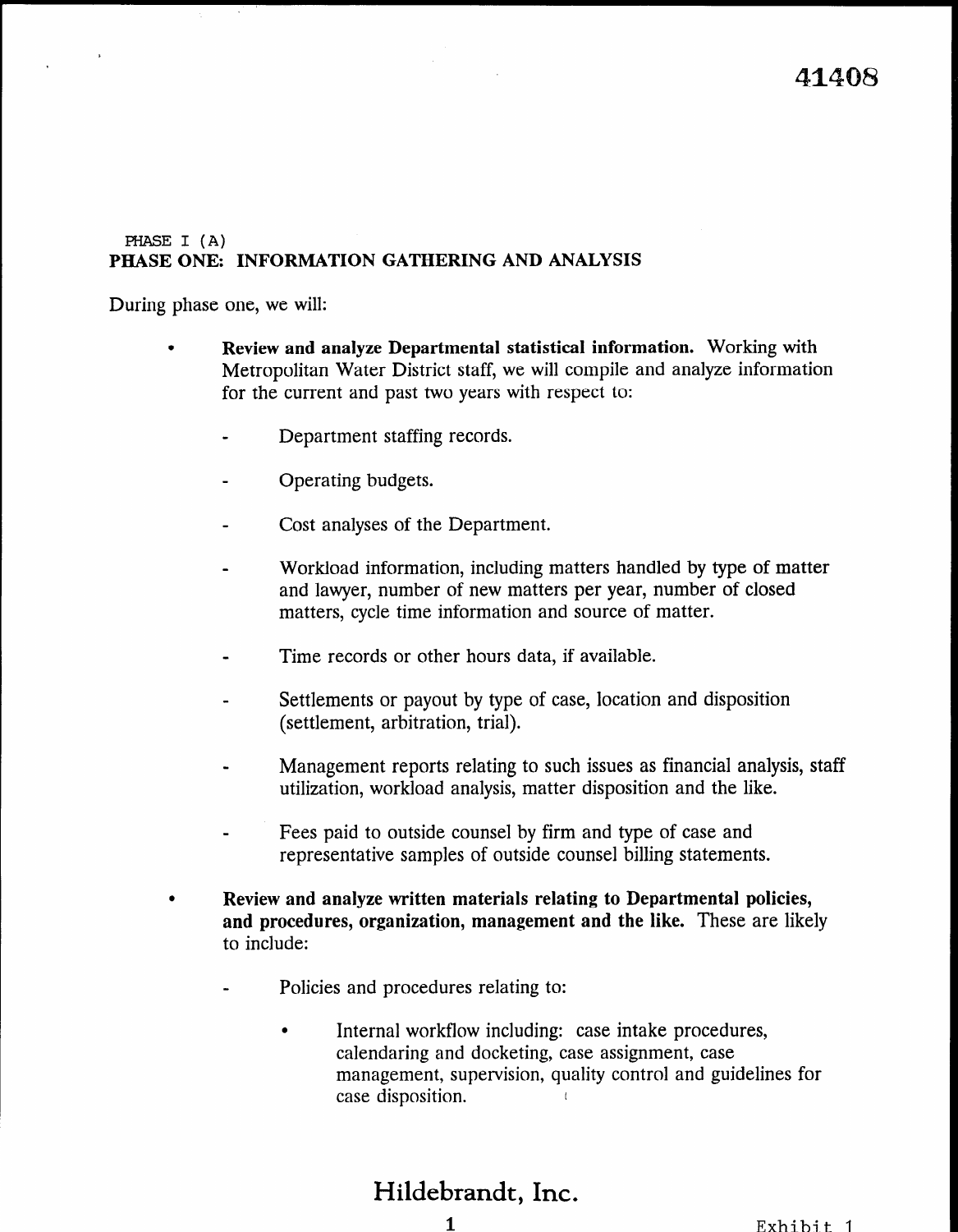41408

PHASE I (A)

## PHASE ONE: INFORMATION GATHERING AND ANALYSIS

During phase one, we will:

- **Review and analyze Departmental statistical information.** Working with Metropolitan Water District staff, we will compile and analyze information for the current and past two years with respect to:

  - Department staffing records.
  - Operating budgets.
  - Cost analyses of the Department.
  - Workload information, including matters handled by type of matter and lawyer, number of new matters per year, number of closed matters, cycle time information and source of matter.
  - Time records or other hours data, if available.
  - Settlements or payout by type of case, location and disposition (settlement, arbitration, trial).
  - Management reports relating to such issues as financial analysis, staff utilization, workload analysis, matter disposition and the like.
  - Fees paid to outside counsel by firm and type of case and representative samples of outside counsel billing statements.

- **Review and analyze written materials relating to Departmental policies, and procedures, organization, management and the like.** These are likely to include:

  - Policies and procedures relating to:

    - Internal workflow including: case intake procedures, calendaring and docketing, case assignment, case management, supervision, quality control and guidelines for case disposition.

Hildebrandt, Inc.

Exhibit 1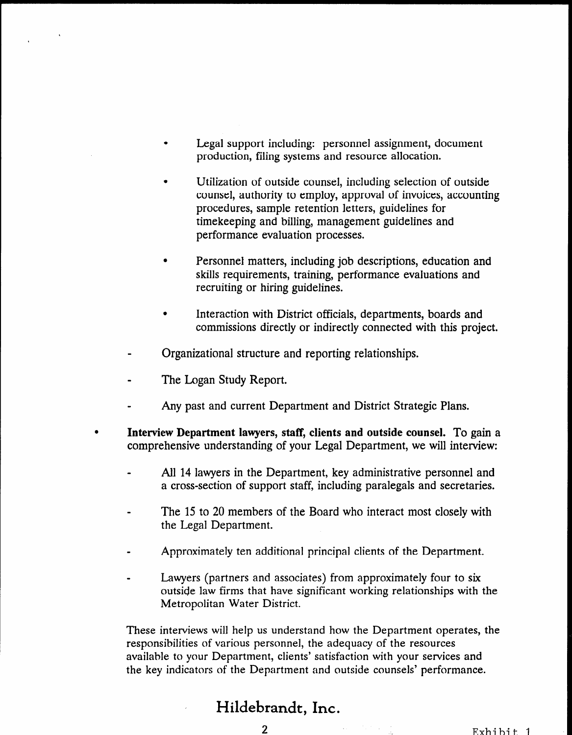- Legal support including: personnel assignment, document production, filing systems and resource allocation.

        - Utilization of outside counsel, including selection of outside counsel, authority to employ, approval of invoices, accounting procedures, sample retention letters, guidelines for timekeeping and billing, management guidelines and performance evaluation processes.

        - Personnel matters, including job descriptions, education and skills requirements, training, performance evaluations and recruiting or hiring guidelines.

        - Interaction with District officials, departments, boards and commissions directly or indirectly connected with this project.

    - Organizational structure and reporting relationships.

    - The Logan Study Report.

    - Any past and current Department and District Strategic Plans.

- **Interview Department lawyers, staff, clients and outside counsel.** To gain a comprehensive understanding of your Legal Department, we will interview:

    - All 14 lawyers in the Department, key administrative personnel and a cross-section of support staff, including paralegals and secretaries.

    - The 15 to 20 members of the Board who interact most closely with the Legal Department.

    - Approximately ten additional principal clients of the Department.

    - Lawyers (partners and associates) from approximately four to six outside law firms that have significant working relationships with the Metropolitan Water District.

These interviews will help us understand how the Department operates, the responsibilities of various personnel, the adequacy of the resources available to your Department, clients' satisfaction with your services and the key indicators of the Department and outside counsels' performance.

**Hildebrandt, Inc.**

Exhibit 1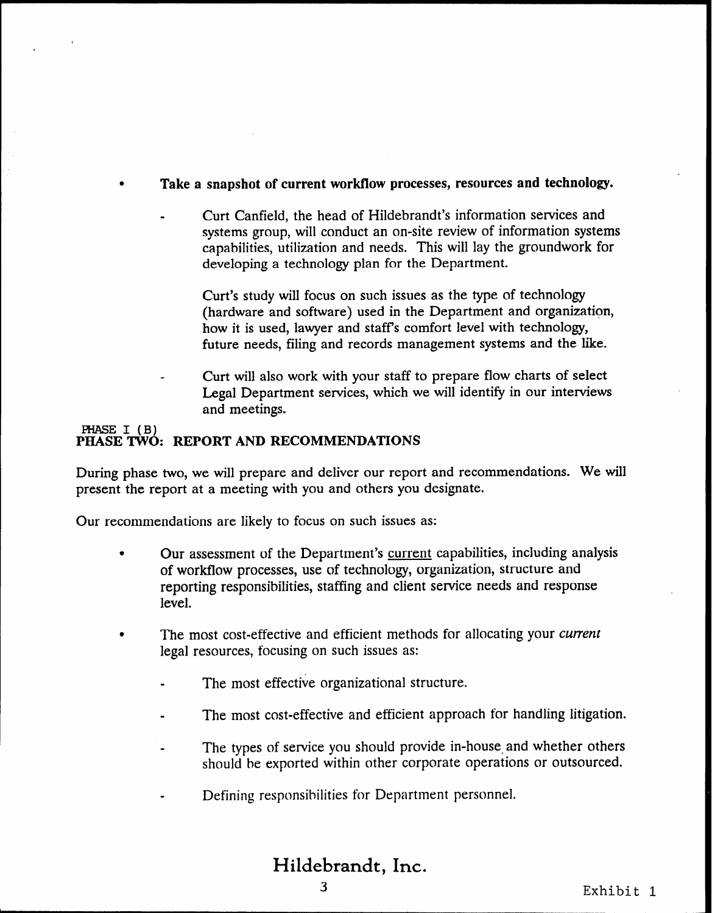- **Take a snapshot of current workflow processes, resources and technology.**

  - Curt Canfield, the head of Hildebrandt's information services and systems group, will conduct an on-site review of information systems capabilities, utilization and needs. This will lay the groundwork for developing a technology plan for the Department.

    Curt's study will focus on such issues as the type of technology (hardware and software) used in the Department and organization, how it is used, lawyer and staff's comfort level with technology, future needs, filing and records management systems and the like.

  - Curt will also work with your staff to prepare flow charts of select Legal Department services, which we will identify in our interviews and meetings.

PHASE I (B)

## PHASE TWO: REPORT AND RECOMMENDATIONS

During phase two, we will prepare and deliver our report and recommendations. We will present the report at a meeting with you and others you designate.

Our recommendations are likely to focus on such issues as:

- Our assessment of the Department's current capabilities, including analysis of workflow processes, use of technology, organization, structure and reporting responsibilities, staffing and client service needs and response level.

- The most cost-effective and efficient methods for allocating your *current* legal resources, focusing on such issues as:

  - The most effective organizational structure.

  - The most cost-effective and efficient approach for handling litigation.

  - The types of service you should provide in-house and whether others should be exported within other corporate operations or outsourced.

  - Defining responsibilities for Department personnel.

**Hildebrandt, Inc.**

Exhibit 1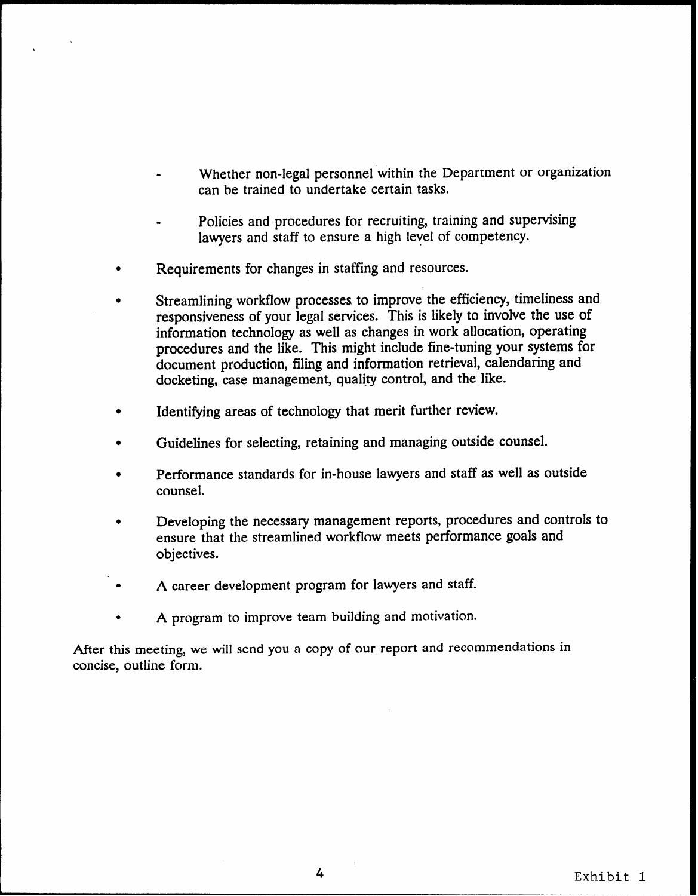- Whether non-legal personnel within the Department or organization can be trained to undertake certain tasks.

  - Policies and procedures for recruiting, training and supervising lawyers and staff to ensure a high level of competency.

- Requirements for changes in staffing and resources.

- Streamlining workflow processes to improve the efficiency, timeliness and responsiveness of your legal services. This is likely to involve the use of information technology as well as changes in work allocation, operating procedures and the like. This might include fine-tuning your systems for document production, filing and information retrieval, calendaring and docketing, case management, quality control, and the like.

- Identifying areas of technology that merit further review.

- Guidelines for selecting, retaining and managing outside counsel.

- Performance standards for in-house lawyers and staff as well as outside counsel.

- Developing the necessary management reports, procedures and controls to ensure that the streamlined workflow meets performance goals and objectives.

- A career development program for lawyers and staff.

- A program to improve team building and motivation.

After this meeting, we will send you a copy of our report and recommendations in concise, outline form.

Exhibit 1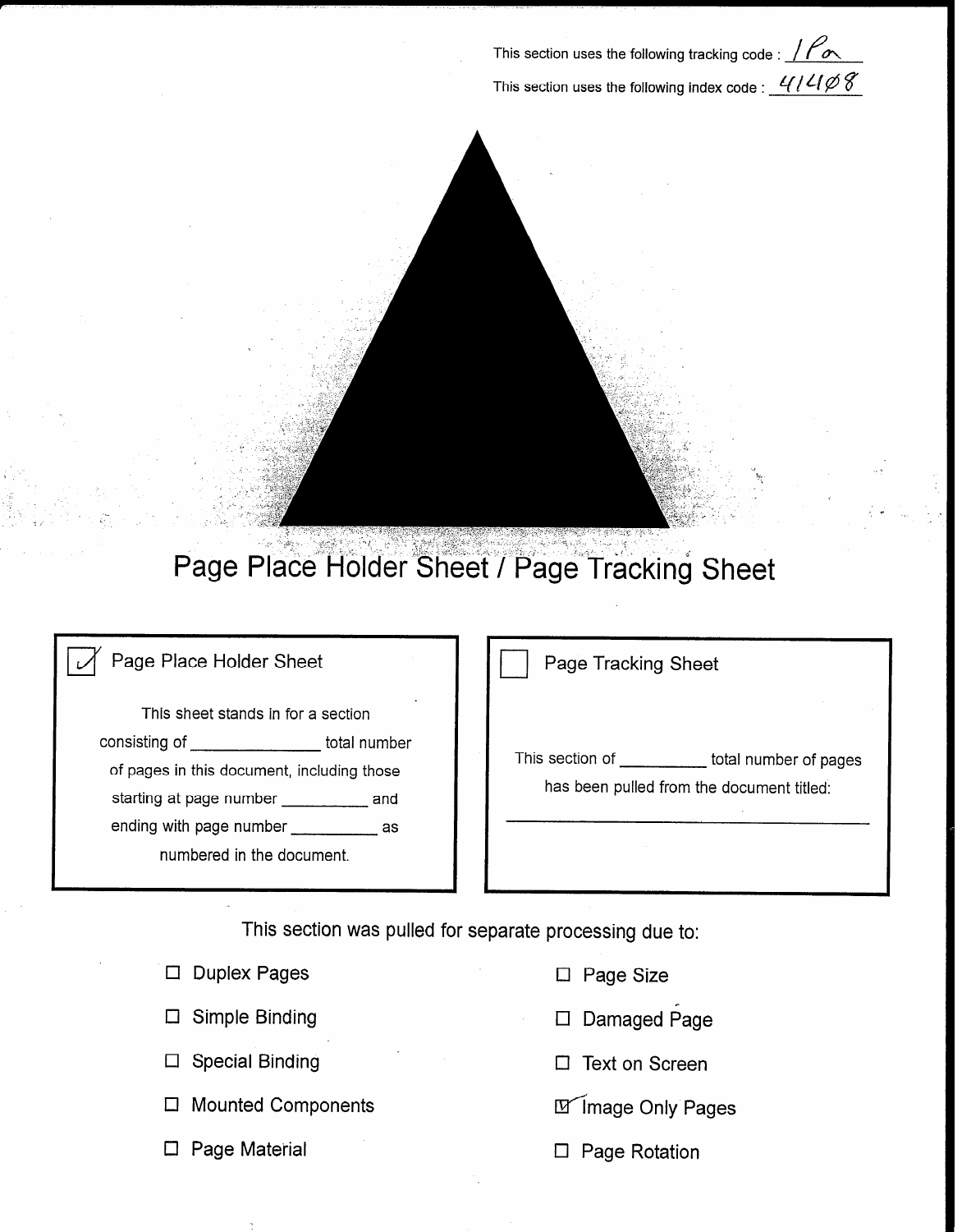This section uses the following tracking code : 1Pa

This section uses the following index code : 41408

# Page Place Holder Sheet / Page Tracking Sheet

☑ Page Place Holder Sheet

This sheet stands in for a section consisting of ______________ total number of pages in this document, including those starting at page number __________ and ending with page number __________ as numbered in the document.

☐ Page Tracking Sheet

This section of __________ total number of pages has been pulled from the document titled:

_______________________________________________

This section was pulled for separate processing due to:

- ☐ Duplex Pages
- ☐ Simple Binding
- ☐ Special Binding
- ☐ Mounted Components
- ☐ Page Material
- ☐ Page Size
- ☐ Damaged Page
- ☐ Text on Screen
- ☑ Image Only Pages
- ☐ Page Rotation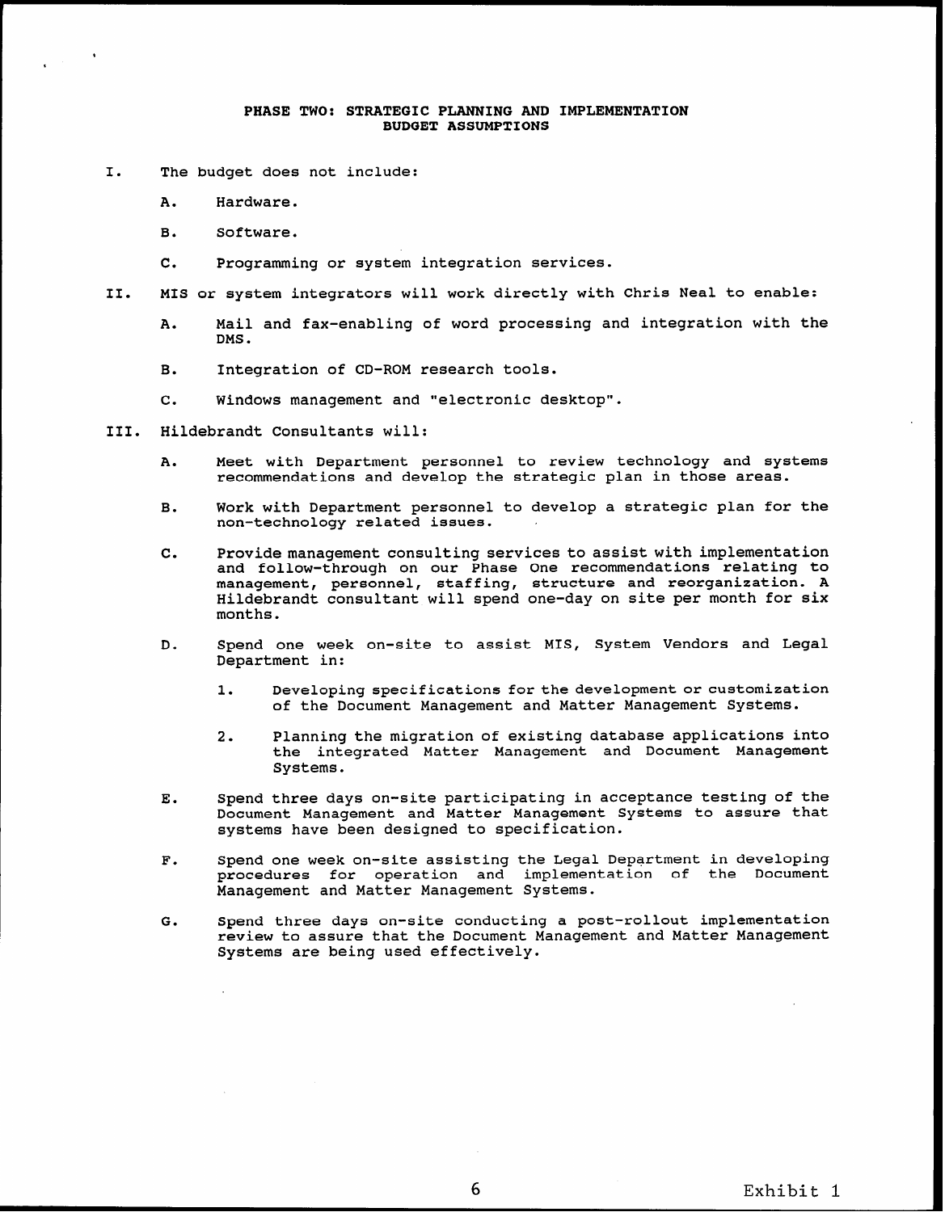## PHASE TWO: STRATEGIC PLANNING AND IMPLEMENTATION
## BUDGET ASSUMPTIONS

I. The budget does not include:

   A. Hardware.

   B. Software.

   C. Programming or system integration services.

II. MIS or system integrators will work directly with Chris Neal to enable:

   A. Mail and fax-enabling of word processing and integration with the DMS.

   B. Integration of CD-ROM research tools.

   C. Windows management and "electronic desktop".

III. Hildebrandt Consultants will:

   A. Meet with Department personnel to review technology and systems recommendations and develop the strategic plan in those areas.

   B. Work with Department personnel to develop a strategic plan for the non-technology related issues.

   C. Provide management consulting services to assist with implementation and follow-through on our Phase One recommendations relating to management, personnel, staffing, structure and reorganization. A Hildebrandt consultant will spend one-day on site per month for six months.

   D. Spend one week on-site to assist MIS, System Vendors and Legal Department in:

      1. Developing specifications for the development or customization of the Document Management and Matter Management Systems.

      2. Planning the migration of existing database applications into the integrated Matter Management and Document Management Systems.

   E. Spend three days on-site participating in acceptance testing of the Document Management and Matter Management Systems to assure that systems have been designed to specification.

   F. Spend one week on-site assisting the Legal Department in developing procedures for operation and implementation of the Document Management and Matter Management Systems.

   G. Spend three days on-site conducting a post-rollout implementation review to assure that the Document Management and Matter Management Systems are being used effectively.

Exhibit 1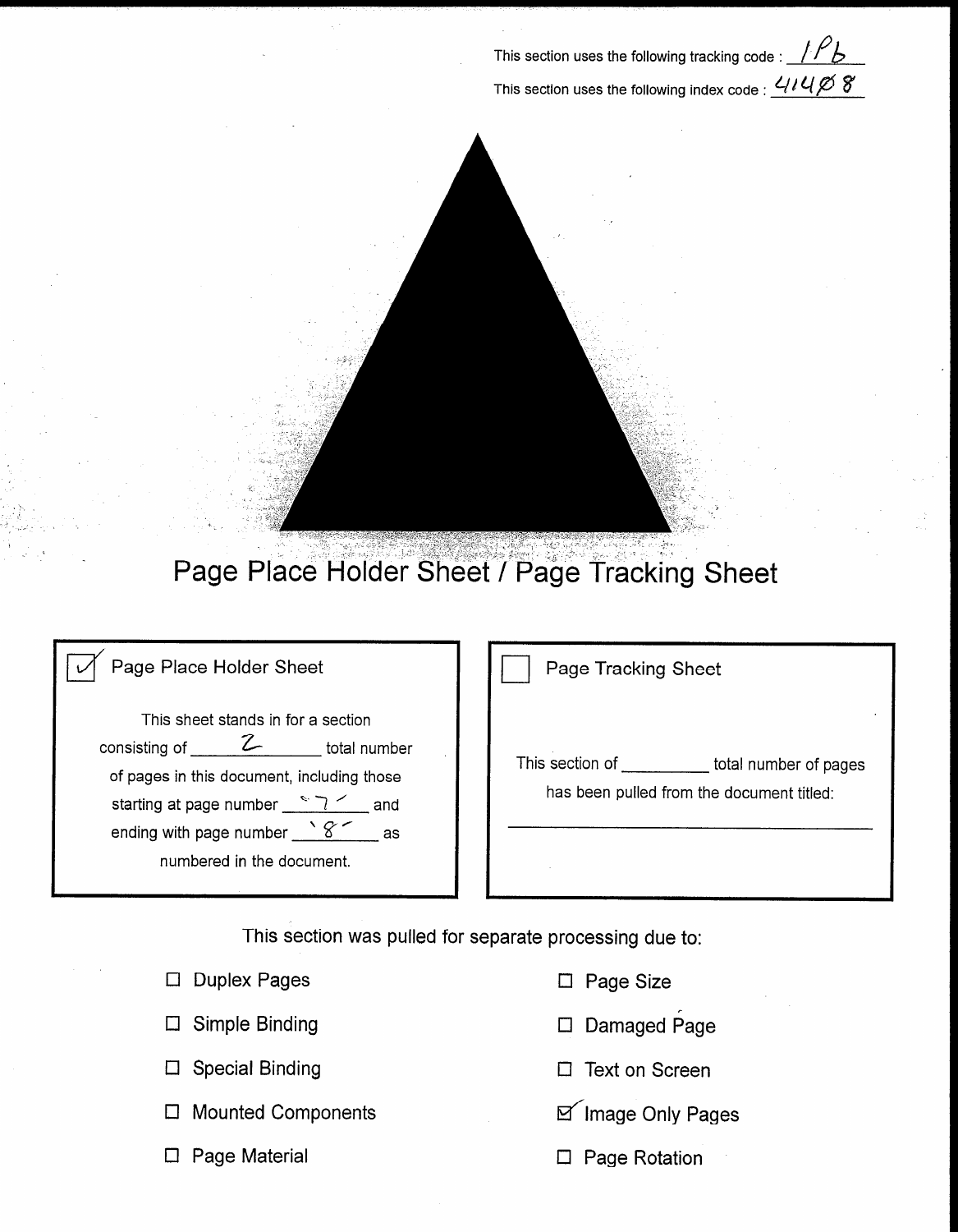This section uses the following tracking code : 1Pb

This section uses the following index code : 41408

# Page Place Holder Sheet / Page Tracking Sheet

☑ Page Place Holder Sheet

This sheet stands in for a section consisting of 2 total number of pages in this document, including those starting at page number 7 and ending with page number 8 as numbered in the document.

☐ Page Tracking Sheet

This section of ________ total number of pages has been pulled from the document titled:

________________________________

This section was pulled for separate processing due to:

- ☐ Duplex Pages
- ☐ Simple Binding
- ☐ Special Binding
- ☐ Mounted Components
- ☐ Page Material
- ☐ Page Size
- ☐ Damaged Page
- ☐ Text on Screen
- ☑ Image Only Pages
- ☐ Page Rotation